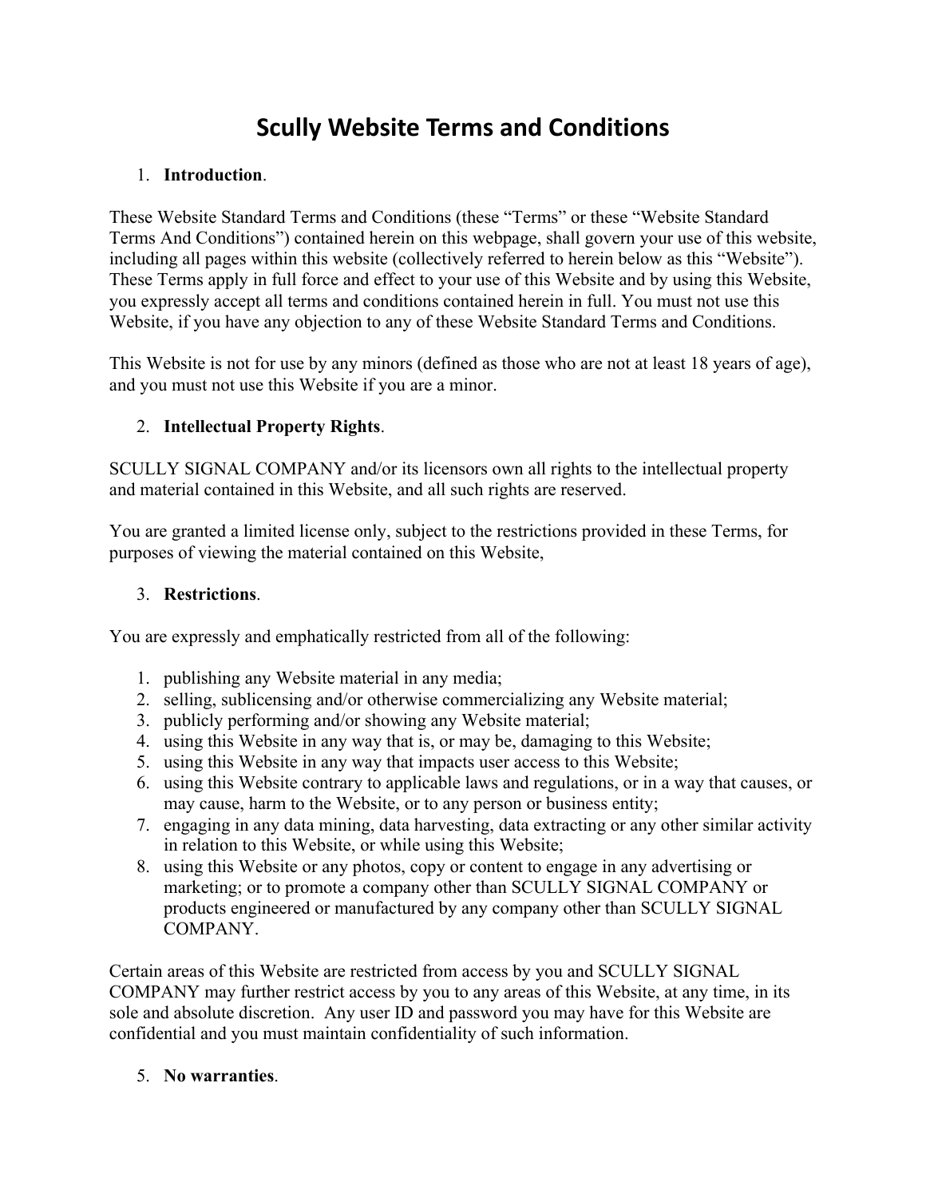# Scully Website Terms and Conditions

1. **Introduction**.

These Website Standard Terms and Conditions (these “Terms” or these “Website Standard Terms And Conditions”) contained herein on this webpage, shall govern your use of this website, including all pages within this website (collectively referred to herein below as this “Website”). These Terms apply in full force and effect to your use of this Website and by using this Website, you expressly accept all terms and conditions contained herein in full. You must not use this Website, if you have any objection to any of these Website Standard Terms and Conditions.

This Website is not for use by any minors (defined as those who are not at least 18 years of age), and you must not use this Website if you are a minor.

2. **Intellectual Property Rights**.

SCULLY SIGNAL COMPANY and/or its licensors own all rights to the intellectual property and material contained in this Website, and all such rights are reserved.

You are granted a limited license only, subject to the restrictions provided in these Terms, for purposes of viewing the material contained on this Website,

3. **Restrictions**.

You are expressly and emphatically restricted from all of the following:

1. publishing any Website material in any media;
2. selling, sublicensing and/or otherwise commercializing any Website material;
3. publicly performing and/or showing any Website material;
4. using this Website in any way that is, or may be, damaging to this Website;
5. using this Website in any way that impacts user access to this Website;
6. using this Website contrary to applicable laws and regulations, or in a way that causes, or may cause, harm to the Website, or to any person or business entity;
7. engaging in any data mining, data harvesting, data extracting or any other similar activity in relation to this Website, or while using this Website;
8. using this Website or any photos, copy or content to engage in any advertising or marketing; or to promote a company other than SCULLY SIGNAL COMPANY or products engineered or manufactured by any company other than SCULLY SIGNAL COMPANY.

Certain areas of this Website are restricted from access by you and SCULLY SIGNAL COMPANY may further restrict access by you to any areas of this Website, at any time, in its sole and absolute discretion. Any user ID and password you may have for this Website are confidential and you must maintain confidentiality of such information.

5. **No warranties**.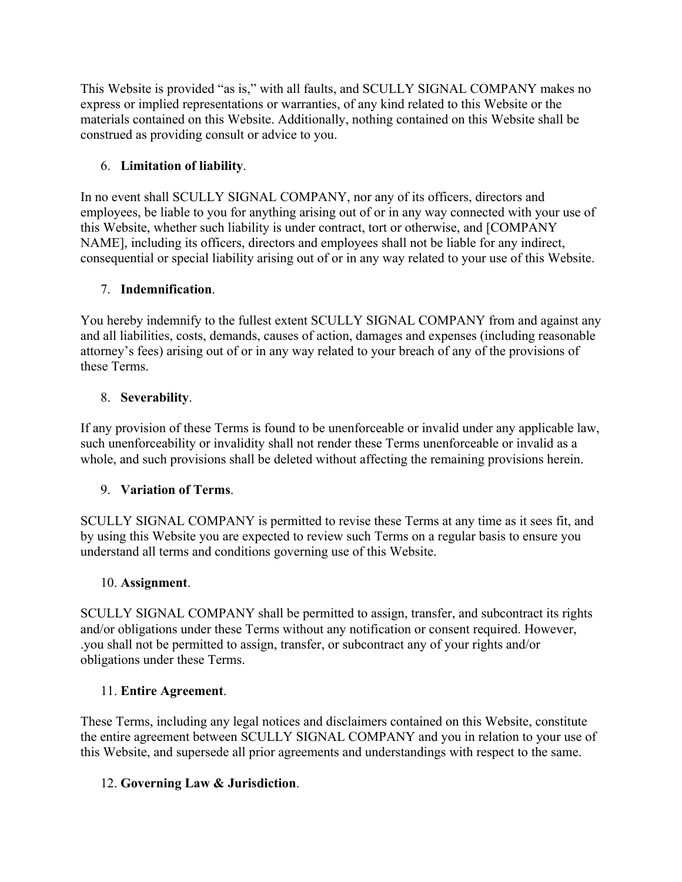This Website is provided "as is," with all faults, and SCULLY SIGNAL COMPANY makes no express or implied representations or warranties, of any kind related to this Website or the materials contained on this Website. Additionally, nothing contained on this Website shall be construed as providing consult or advice to you.

6. **Limitation of liability**.

In no event shall SCULLY SIGNAL COMPANY, nor any of its officers, directors and employees, be liable to you for anything arising out of or in any way connected with your use of this Website, whether such liability is under contract, tort or otherwise, and [COMPANY NAME], including its officers, directors and employees shall not be liable for any indirect, consequential or special liability arising out of or in any way related to your use of this Website.

7. **Indemnification**.

You hereby indemnify to the fullest extent SCULLY SIGNAL COMPANY from and against any and all liabilities, costs, demands, causes of action, damages and expenses (including reasonable attorney's fees) arising out of or in any way related to your breach of any of the provisions of these Terms.

8. **Severability**.

If any provision of these Terms is found to be unenforceable or invalid under any applicable law, such unenforceability or invalidity shall not render these Terms unenforceable or invalid as a whole, and such provisions shall be deleted without affecting the remaining provisions herein.

9. **Variation of Terms**.

SCULLY SIGNAL COMPANY is permitted to revise these Terms at any time as it sees fit, and by using this Website you are expected to review such Terms on a regular basis to ensure you understand all terms and conditions governing use of this Website.

10. **Assignment**.

SCULLY SIGNAL COMPANY shall be permitted to assign, transfer, and subcontract its rights and/or obligations under these Terms without any notification or consent required. However, .you shall not be permitted to assign, transfer, or subcontract any of your rights and/or obligations under these Terms.

11. **Entire Agreement**.

These Terms, including any legal notices and disclaimers contained on this Website, constitute the entire agreement between SCULLY SIGNAL COMPANY and you in relation to your use of this Website, and supersede all prior agreements and understandings with respect to the same.

12. **Governing Law & Jurisdiction**.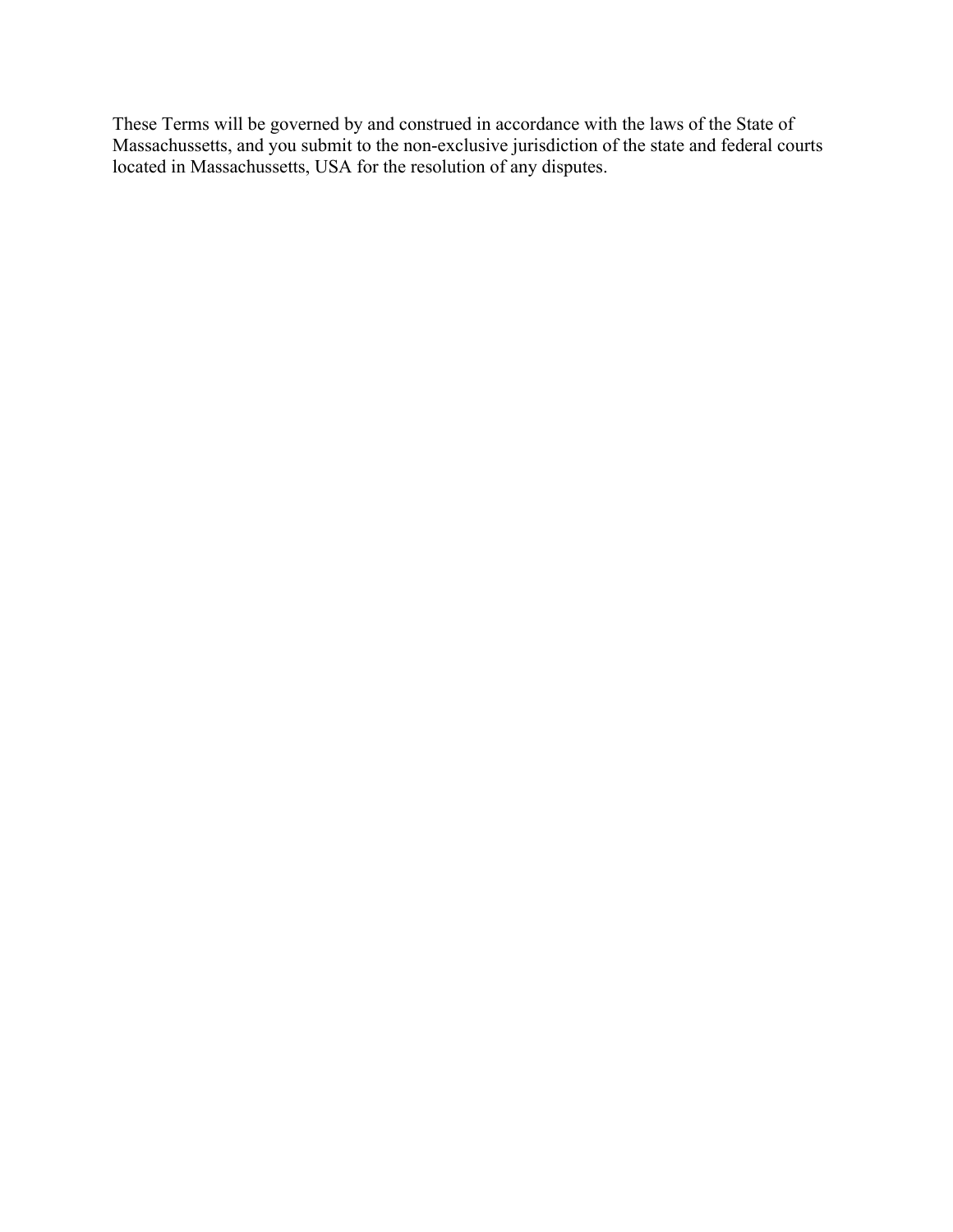These Terms will be governed by and construed in accordance with the laws of the State of Massachussetts, and you submit to the non-exclusive jurisdiction of the state and federal courts located in Massachussetts, USA for the resolution of any disputes.